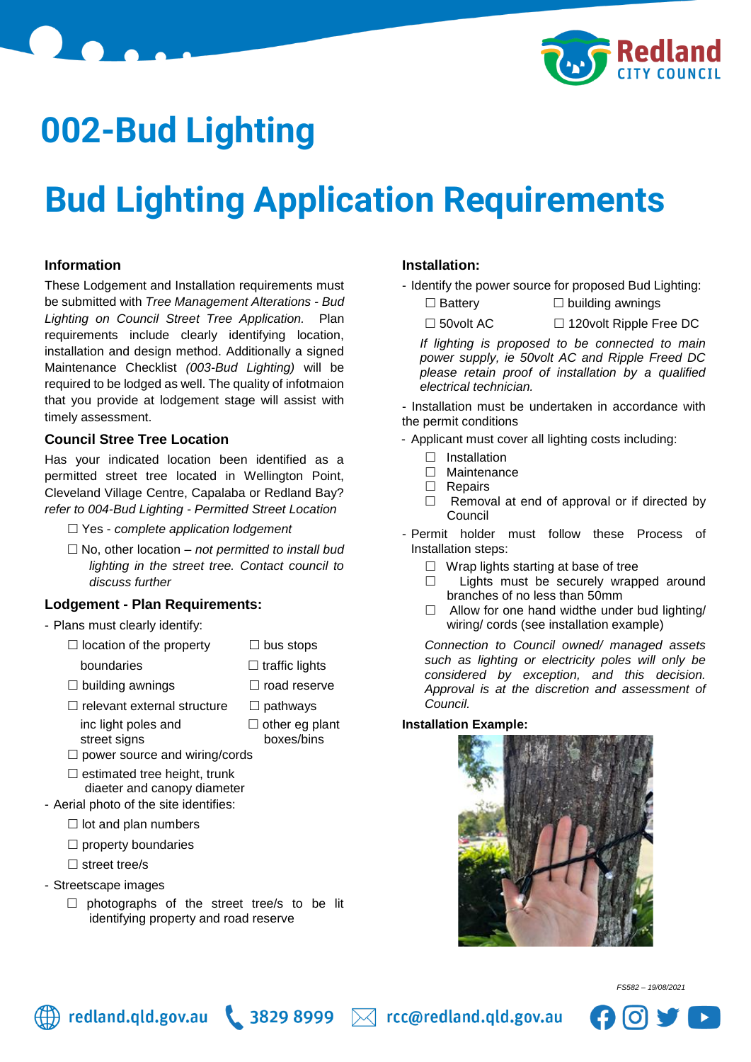# 002-Bud Lighting

# Bud Lighting Application Requirements

### Information

These Lodgement and Installation requirements must be submitted with *Tree Management Alterations - Bud Lighting on Council Street Tree Application.* Plan requirements include clearly identifying location, installation and design method. Additionally a signed Maintenance Checklist *(003-Bud Lighting)* will be required to be lodged as well. The quality of infotmaion that you provide at lodgement stage will assist with timely assessment.

### Council Stree Tree Location

Has your indicated location been identified as a permitted street tree located in Wellington Point, Cleveland Village Centre, Capalaba or Redland Bay? *refer to 004-Bud Lighting - Permitted Street Location*

- ☐ Yes - *complete application lodgement*
- ☐ No, other location – *not permitted to install bud lighting in the street tree. Contact council to discuss further*

### Lodgement - Plan Requirements:

- Plans must clearly identify:
  - ☐ location of the property boundaries
  - ☐ building awnings
  - ☐ relevant external structure inc light poles and street signs
  - ☐ bus stops
  - ☐ traffic lights
  - ☐ road reserve
  - ☐ pathways
  - ☐ other eg plant boxes/bins
  - ☐ power source and wiring/cords
  - ☐ estimated tree height, trunk diaeter and canopy diameter
- Aerial photo of the site identifies:
  - ☐ lot and plan numbers
  - ☐ property boundaries
  - ☐ street tree/s
- Streetscape images
  - ☐ photographs of the street tree/s to be lit identifying property and road reserve

### Installation:

- Identify the power source for proposed Bud Lighting:
  - ☐ Battery
  - ☐ building awnings
  - ☐ 50volt AC
  - ☐ 120volt Ripple Free DC

  *If lighting is proposed to be connected to main power supply, ie 50volt AC and Ripple Freed DC please retain proof of installation by a qualified electrical technician.*
- Installation must be undertaken in accordance with the permit conditions
- Applicant must cover all lighting costs including:
  - ☐ Installation
  - ☐ Maintenance
  - ☐ Repairs
  - ☐ Removal at end of approval or if directed by Council
- Permit holder must follow these Process of Installation steps:
  - ☐ Wrap lights starting at base of tree
  - ☐ Lights must be securely wrapped around branches of no less than 50mm
  - ☐ Allow for one hand widthe under bud lighting/ wiring/ cords (see installation example)

  *Connection to Council owned/ managed assets such as lighting or electricity poles will only be considered by exception, and this decision. Approval is at the discretion and assessment of Council.*

**Installation Example:**

*FS582 – 19/08/2021*

redland.qld.gov.au | 3829 8999 | rcc@redland.qld.gov.au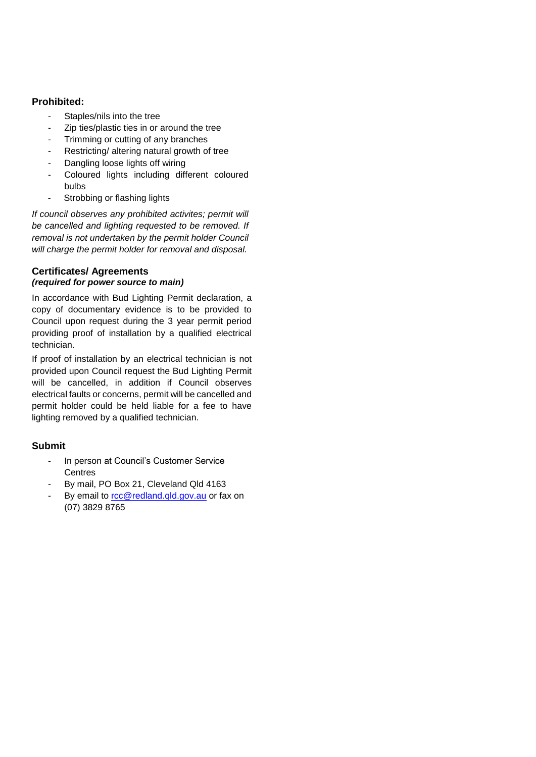## Prohibited:

- Staples/nils into the tree
- Zip ties/plastic ties in or around the tree
- Trimming or cutting of any branches
- Restricting/ altering natural growth of tree
- Dangling loose lights off wiring
- Coloured lights including different coloured bulbs
- Strobbing or flashing lights

*If council observes any prohibited activites; permit will be cancelled and lighting requested to be removed. If removal is not undertaken by the permit holder Council will charge the permit holder for removal and disposal.*

## Certificates/ Agreements

***(required for power source to main)***

In accordance with Bud Lighting Permit declaration, a copy of documentary evidence is to be provided to Council upon request during the 3 year permit period providing proof of installation by a qualified electrical technician.

If proof of installation by an electrical technician is not provided upon Council request the Bud Lighting Permit will be cancelled, in addition if Council observes electrical faults or concerns, permit will be cancelled and permit holder could be held liable for a fee to have lighting removed by a qualified technician.

## Submit

- In person at Council's Customer Service Centres
- By mail, PO Box 21, Cleveland Qld 4163
- By email to rcc@redland.qld.gov.au or fax on (07) 3829 8765